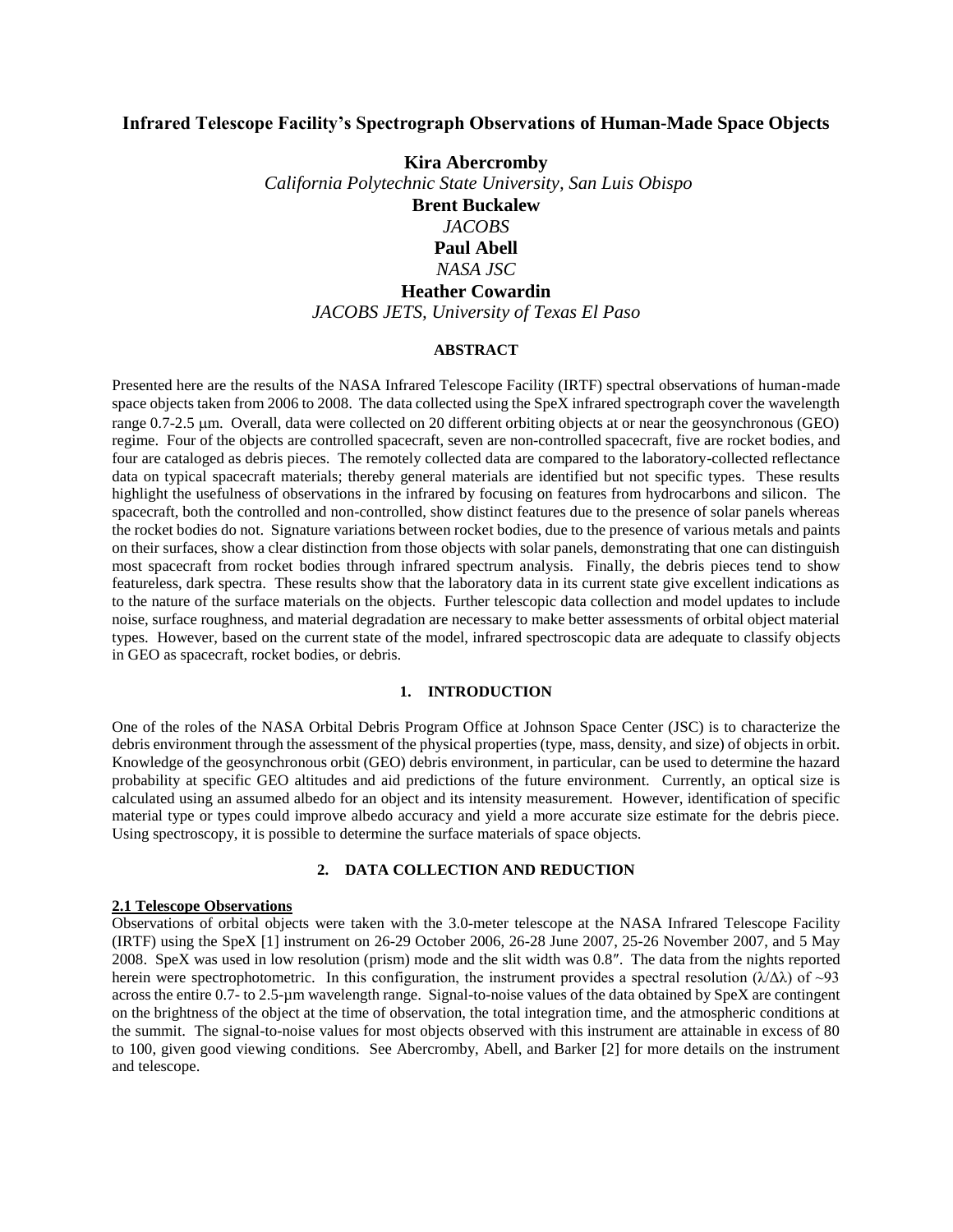# Infrared Telescope Facility's Spectrograph Observations of Human-Made Space Objects

**Kira Abercromby**
*California Polytechnic State University, San Luis Obispo*
**Brent Buckalew**
*JACOBS*
**Paul Abell**
*NASA JSC*
**Heather Cowardin**
*JACOBS JETS, University of Texas El Paso*

## ABSTRACT

Presented here are the results of the NASA Infrared Telescope Facility (IRTF) spectral observations of human-made space objects taken from 2006 to 2008. The data collected using the SpeX infrared spectrograph cover the wavelength range 0.7-2.5 μm. Overall, data were collected on 20 different orbiting objects at or near the geosynchronous (GEO) regime. Four of the objects are controlled spacecraft, seven are non-controlled spacecraft, five are rocket bodies, and four are cataloged as debris pieces. The remotely collected data are compared to the laboratory-collected reflectance data on typical spacecraft materials; thereby general materials are identified but not specific types. These results highlight the usefulness of observations in the infrared by focusing on features from hydrocarbons and silicon. The spacecraft, both the controlled and non-controlled, show distinct features due to the presence of solar panels whereas the rocket bodies do not. Signature variations between rocket bodies, due to the presence of various metals and paints on their surfaces, show a clear distinction from those objects with solar panels, demonstrating that one can distinguish most spacecraft from rocket bodies through infrared spectrum analysis. Finally, the debris pieces tend to show featureless, dark spectra. These results show that the laboratory data in its current state give excellent indications as to the nature of the surface materials on the objects. Further telescopic data collection and model updates to include noise, surface roughness, and material degradation are necessary to make better assessments of orbital object material types. However, based on the current state of the model, infrared spectroscopic data are adequate to classify objects in GEO as spacecraft, rocket bodies, or debris.

## 1. INTRODUCTION

One of the roles of the NASA Orbital Debris Program Office at Johnson Space Center (JSC) is to characterize the debris environment through the assessment of the physical properties (type, mass, density, and size) of objects in orbit. Knowledge of the geosynchronous orbit (GEO) debris environment, in particular, can be used to determine the hazard probability at specific GEO altitudes and aid predictions of the future environment. Currently, an optical size is calculated using an assumed albedo for an object and its intensity measurement. However, identification of specific material type or types could improve albedo accuracy and yield a more accurate size estimate for the debris piece. Using spectroscopy, it is possible to determine the surface materials of space objects.

## 2. DATA COLLECTION AND REDUCTION

### 2.1 Telescope Observations

Observations of orbital objects were taken with the 3.0-meter telescope at the NASA Infrared Telescope Facility (IRTF) using the SpeX [1] instrument on 26-29 October 2006, 26-28 June 2007, 25-26 November 2007, and 5 May 2008. SpeX was used in low resolution (prism) mode and the slit width was 0.8″. The data from the nights reported herein were spectrophotometric. In this configuration, the instrument provides a spectral resolution ($\lambda/\Delta\lambda$) of ~93 across the entire 0.7- to 2.5-μm wavelength range. Signal-to-noise values of the data obtained by SpeX are contingent on the brightness of the object at the time of observation, the total integration time, and the atmospheric conditions at the summit. The signal-to-noise values for most objects observed with this instrument are attainable in excess of 80 to 100, given good viewing conditions. See Abercromby, Abell, and Barker [2] for more details on the instrument and telescope.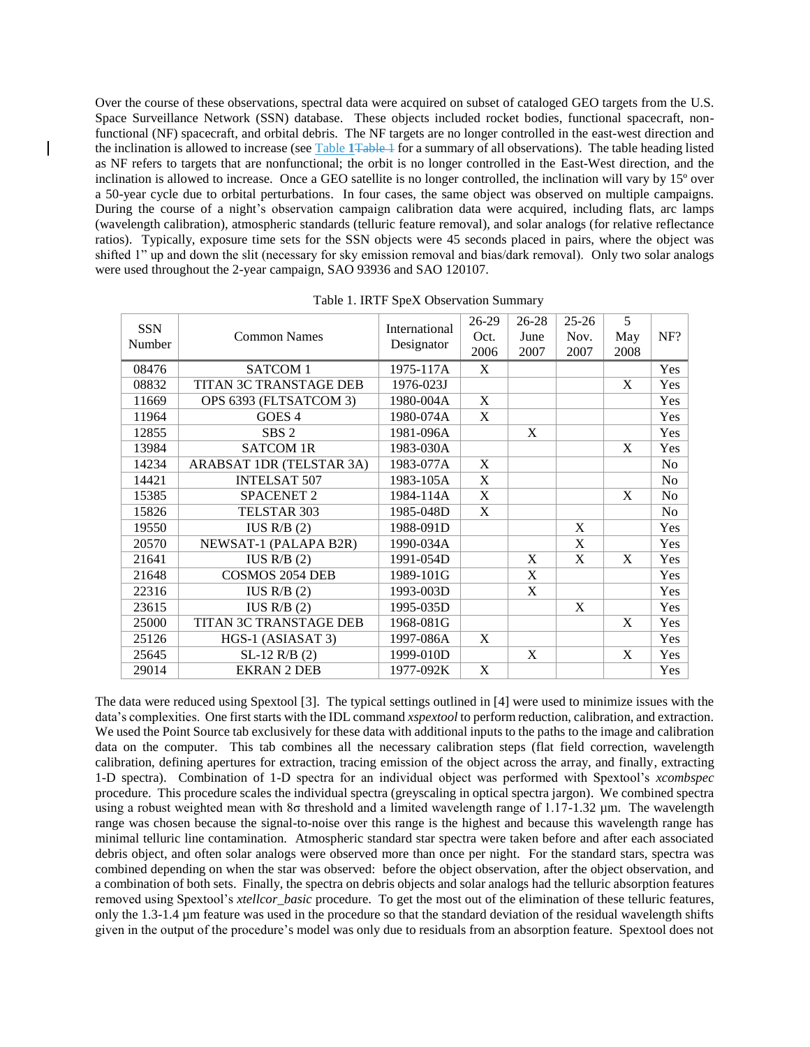Over the course of these observations, spectral data were acquired on subset of cataloged GEO targets from the U.S. Space Surveillance Network (SSN) database. These objects included rocket bodies, functional spacecraft, non-functional (NF) spacecraft, and orbital debris. The NF targets are no longer controlled in the east-west direction and the inclination is allowed to increase (see Table 1Table 1 for a summary of all observations). The table heading listed as NF refers to targets that are nonfunctional; the orbit is no longer controlled in the East-West direction, and the inclination is allowed to increase. Once a GEO satellite is no longer controlled, the inclination will vary by 15º over a 50-year cycle due to orbital perturbations. In four cases, the same object was observed on multiple campaigns. During the course of a night's observation campaign calibration data were acquired, including flats, arc lamps (wavelength calibration), atmospheric standards (telluric feature removal), and solar analogs (for relative reflectance ratios). Typically, exposure time sets for the SSN objects were 45 seconds placed in pairs, where the object was shifted 1" up and down the slit (necessary for sky emission removal and bias/dark removal). Only two solar analogs were used throughout the 2-year campaign, SAO 93936 and SAO 120107.

Table 1. IRTF SpeX Observation Summary

| SSN Number | Common Names | International Designator | 26-29 Oct. 2006 | 26-28 June 2007 | 25-26 Nov. 2007 | 5 May 2008 | NF? |
|---|---|---|---|---|---|---|---|
| 08476 | SATCOM 1 | 1975-117A | X | | | | Yes |
| 08832 | TITAN 3C TRANSTAGE DEB | 1976-023J | | | | X | Yes |
| 11669 | OPS 6393 (FLTSATCOM 3) | 1980-004A | X | | | | Yes |
| 11964 | GOES 4 | 1980-074A | X | | | | Yes |
| 12855 | SBS 2 | 1981-096A | | X | | | Yes |
| 13984 | SATCOM 1R | 1983-030A | | | | X | Yes |
| 14234 | ARABSAT 1DR (TELSTAR 3A) | 1983-077A | X | | | | No |
| 14421 | INTELSAT 507 | 1983-105A | X | | | | No |
| 15385 | SPACENET 2 | 1984-114A | X | | | X | No |
| 15826 | TELSTAR 303 | 1985-048D | X | | | | No |
| 19550 | IUS R/B (2) | 1988-091D | | | X | | Yes |
| 20570 | NEWSAT-1 (PALAPA B2R) | 1990-034A | | | X | | Yes |
| 21641 | IUS R/B (2) | 1991-054D | | X | X | X | Yes |
| 21648 | COSMOS 2054 DEB | 1989-101G | | X | | | Yes |
| 22316 | IUS R/B (2) | 1993-003D | | X | | | Yes |
| 23615 | IUS R/B (2) | 1995-035D | | | X | | Yes |
| 25000 | TITAN 3C TRANSTAGE DEB | 1968-081G | | | | X | Yes |
| 25126 | HGS-1 (ASIASAT 3) | 1997-086A | X | | | | Yes |
| 25645 | SL-12 R/B (2) | 1999-010D | | X | | X | Yes |
| 29014 | EKRAN 2 DEB | 1977-092K | X | | | | Yes |

The data were reduced using Spextool [3]. The typical settings outlined in [4] were used to minimize issues with the data's complexities. One first starts with the IDL command *xspextool* to perform reduction, calibration, and extraction. We used the Point Source tab exclusively for these data with additional inputs to the paths to the image and calibration data on the computer. This tab combines all the necessary calibration steps (flat field correction, wavelength calibration, defining apertures for extraction, tracing emission of the object across the array, and finally, extracting 1-D spectra). Combination of 1-D spectra for an individual object was performed with Spextool's *xcombspec* procedure. This procedure scales the individual spectra (greyscaling in optical spectra jargon). We combined spectra using a robust weighted mean with 8σ threshold and a limited wavelength range of 1.17-1.32 µm. The wavelength range was chosen because the signal-to-noise over this range is the highest and because this wavelength range has minimal telluric line contamination. Atmospheric standard star spectra were taken before and after each associated debris object, and often solar analogs were observed more than once per night. For the standard stars, spectra was combined depending on when the star was observed: before the object observation, after the object observation, and a combination of both sets. Finally, the spectra on debris objects and solar analogs had the telluric absorption features removed using Spextool's *xtellcor_basic* procedure. To get the most out of the elimination of these telluric features, only the 1.3-1.4 µm feature was used in the procedure so that the standard deviation of the residual wavelength shifts given in the output of the procedure's model was only due to residuals from an absorption feature. Spextool does not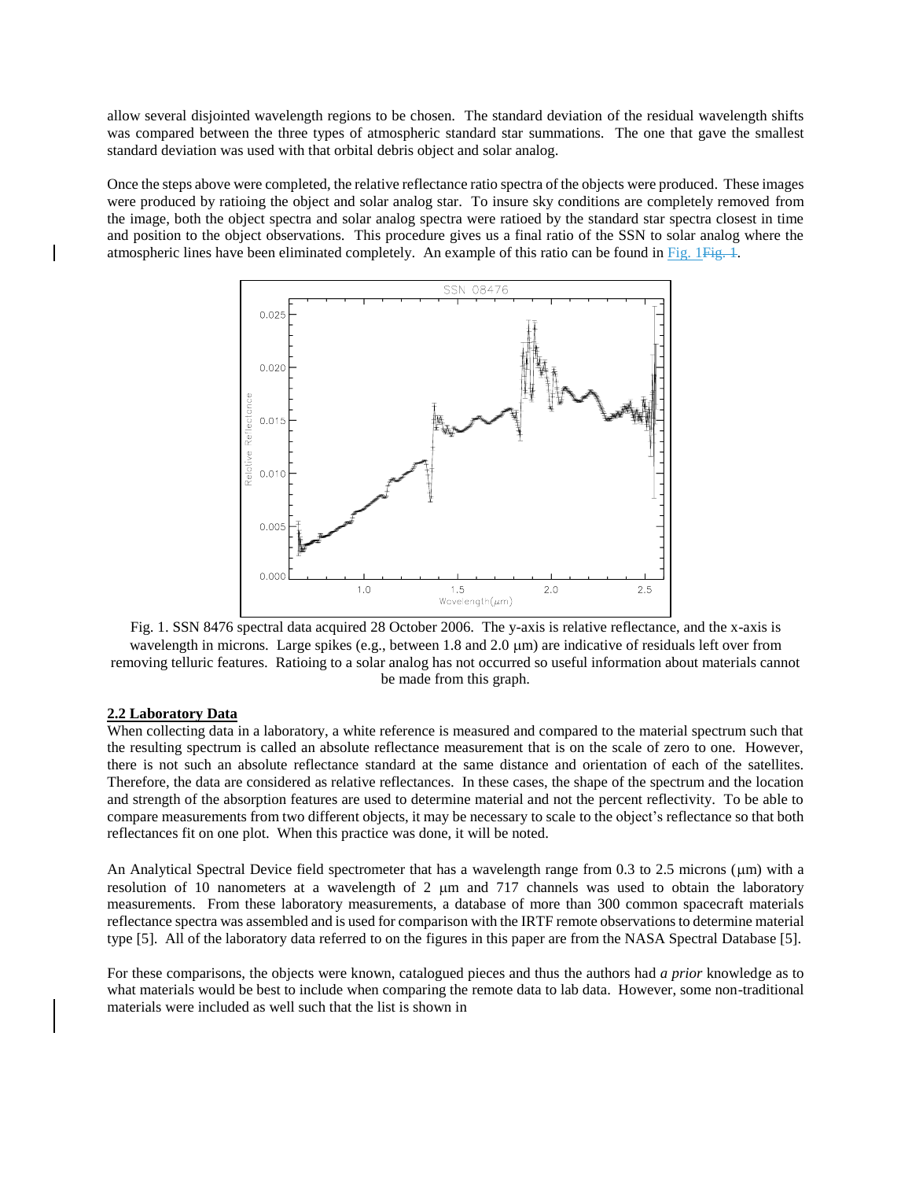allow several disjointed wavelength regions to be chosen. The standard deviation of the residual wavelength shifts was compared between the three types of atmospheric standard star summations. The one that gave the smallest standard deviation was used with that orbital debris object and solar analog.

Once the steps above were completed, the relative reflectance ratio spectra of the objects were produced. These images were produced by ratioing the object and solar analog star. To insure sky conditions are completely removed from the image, both the object spectra and solar analog spectra were ratioed by the standard star spectra closest in time and position to the object observations. This procedure gives us a final ratio of the SSN to solar analog where the atmospheric lines have been eliminated completely. An example of this ratio can be found in Fig. 1Fig. 1.

Fig. 1. SSN 8476 spectral data acquired 28 October 2006. The y-axis is relative reflectance, and the x-axis is wavelength in microns. Large spikes (e.g., between 1.8 and 2.0 μm) are indicative of residuals left over from removing telluric features. Ratioing to a solar analog has not occurred so useful information about materials cannot be made from this graph.

## 2.2 Laboratory Data

When collecting data in a laboratory, a white reference is measured and compared to the material spectrum such that the resulting spectrum is called an absolute reflectance measurement that is on the scale of zero to one. However, there is not such an absolute reflectance standard at the same distance and orientation of each of the satellites. Therefore, the data are considered as relative reflectances. In these cases, the shape of the spectrum and the location and strength of the absorption features are used to determine material and not the percent reflectivity. To be able to compare measurements from two different objects, it may be necessary to scale to the object's reflectance so that both reflectances fit on one plot. When this practice was done, it will be noted.

An Analytical Spectral Device field spectrometer that has a wavelength range from 0.3 to 2.5 microns (μm) with a resolution of 10 nanometers at a wavelength of 2 μm and 717 channels was used to obtain the laboratory measurements. From these laboratory measurements, a database of more than 300 common spacecraft materials reflectance spectra was assembled and is used for comparison with the IRTF remote observations to determine material type [5]. All of the laboratory data referred to on the figures in this paper are from the NASA Spectral Database [5].

For these comparisons, the objects were known, catalogued pieces and thus the authors had *a prior* knowledge as to what materials would be best to include when comparing the remote data to lab data. However, some non-traditional materials were included as well such that the list is shown in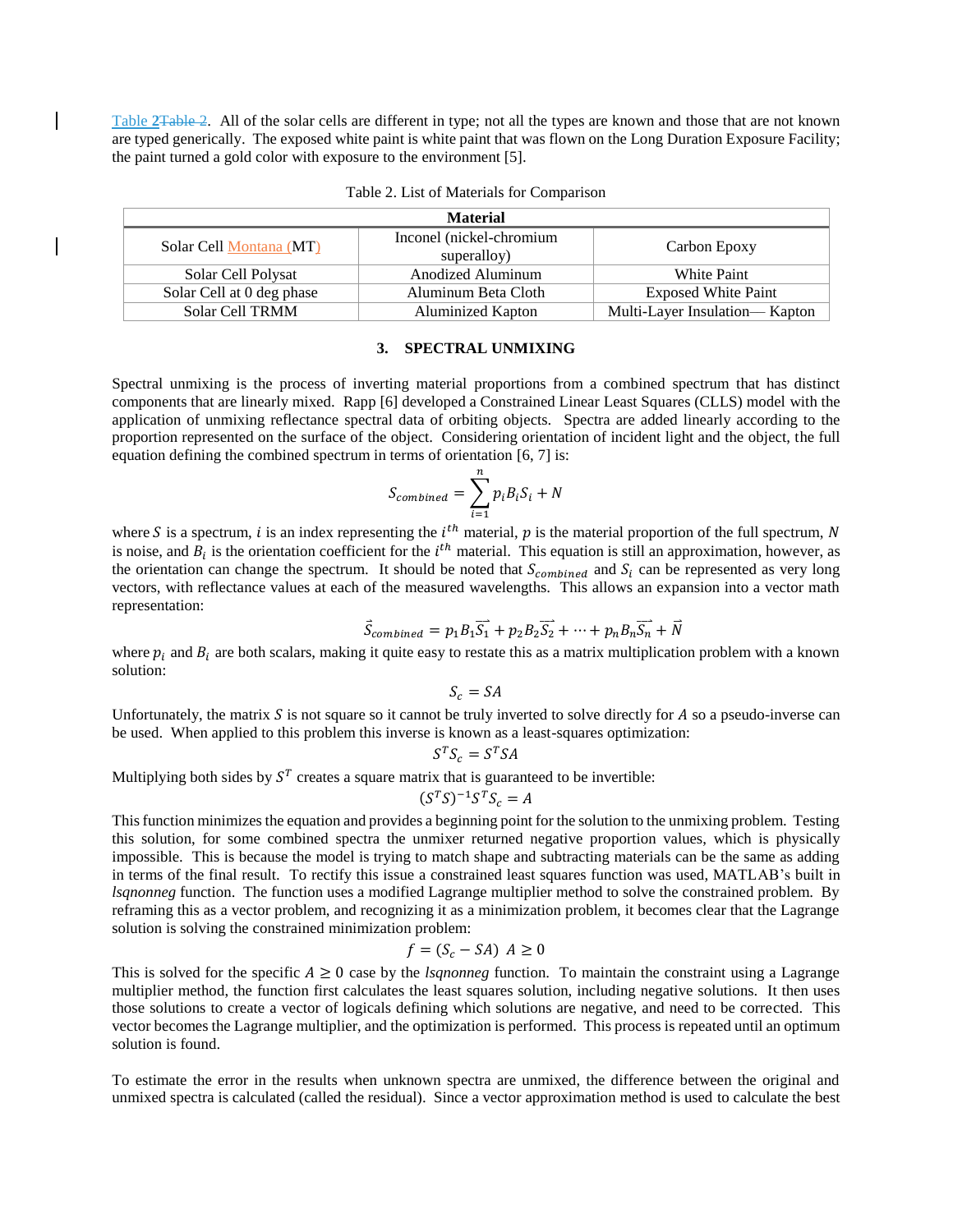Table 2. All of the solar cells are different in type; not all the types are known and those that are not known are typed generically. The exposed white paint is white paint that was flown on the Long Duration Exposure Facility; the paint turned a gold color with exposure to the environment [5].

Table 2. List of Materials for Comparison

| Material | | |
|---|---|---|
| Solar Cell Montana (MT) | Inconel (nickel-chromium superalloy) | Carbon Epoxy |
| Solar Cell Polysat | Anodized Aluminum | White Paint |
| Solar Cell at 0 deg phase | Aluminum Beta Cloth | Exposed White Paint |
| Solar Cell TRMM | Aluminized Kapton | Multi-Layer Insulation— Kapton |

## 3. SPECTRAL UNMIXING

Spectral unmixing is the process of inverting material proportions from a combined spectrum that has distinct components that are linearly mixed. Rapp [6] developed a Constrained Linear Least Squares (CLLS) model with the application of unmixing reflectance spectral data of orbiting objects. Spectra are added linearly according to the proportion represented on the surface of the object. Considering orientation of incident light and the object, the full equation defining the combined spectrum in terms of orientation [6, 7] is:

$$S_{combined} = \sum_{i=1}^{n} p_i B_i S_i + N$$

where $S$ is a spectrum, $i$ is an index representing the $i^{th}$ material, $p$ is the material proportion of the full spectrum, $N$ is noise, and $B_i$ is the orientation coefficient for the $i^{th}$ material. This equation is still an approximation, however, as the orientation can change the spectrum. It should be noted that $S_{combined}$ and $S_i$ can be represented as very long vectors, with reflectance values at each of the measured wavelengths. This allows an expansion into a vector math representation:

$$\vec{S}_{combined} = p_1 B_1 \vec{S_1} + p_2 B_2 \vec{S_2} + \cdots + p_n B_n \vec{S_n} + \vec{N}$$

where $p_i$ and $B_i$ are both scalars, making it quite easy to restate this as a matrix multiplication problem with a known solution:

$$S_c = SA$$

Unfortunately, the matrix $S$ is not square so it cannot be truly inverted to solve directly for $A$ so a pseudo-inverse can be used. When applied to this problem this inverse is known as a least-squares optimization:

$$S^T S_c = S^T S A$$

Multiplying both sides by $S^T$ creates a square matrix that is guaranteed to be invertible:

$$(S^T S)^{-1} S^T S_c = A$$

This function minimizes the equation and provides a beginning point for the solution to the unmixing problem. Testing this solution, for some combined spectra the unmixer returned negative proportion values, which is physically impossible. This is because the model is trying to match shape and subtracting materials can be the same as adding in terms of the final result. To rectify this issue a constrained least squares function was used, MATLAB's built in *lsqnonneg* function. The function uses a modified Lagrange multiplier method to solve the constrained problem. By reframing this as a vector problem, and recognizing it as a minimization problem, it becomes clear that the Lagrange solution is solving the constrained minimization problem:

$$f = (S_c - SA) \;\; A \geq 0$$

This is solved for the specific $A \geq 0$ case by the *lsqnonneg* function. To maintain the constraint using a Lagrange multiplier method, the function first calculates the least squares solution, including negative solutions. It then uses those solutions to create a vector of logicals defining which solutions are negative, and need to be corrected. This vector becomes the Lagrange multiplier, and the optimization is performed. This process is repeated until an optimum solution is found.

To estimate the error in the results when unknown spectra are unmixed, the difference between the original and unmixed spectra is calculated (called the residual). Since a vector approximation method is used to calculate the best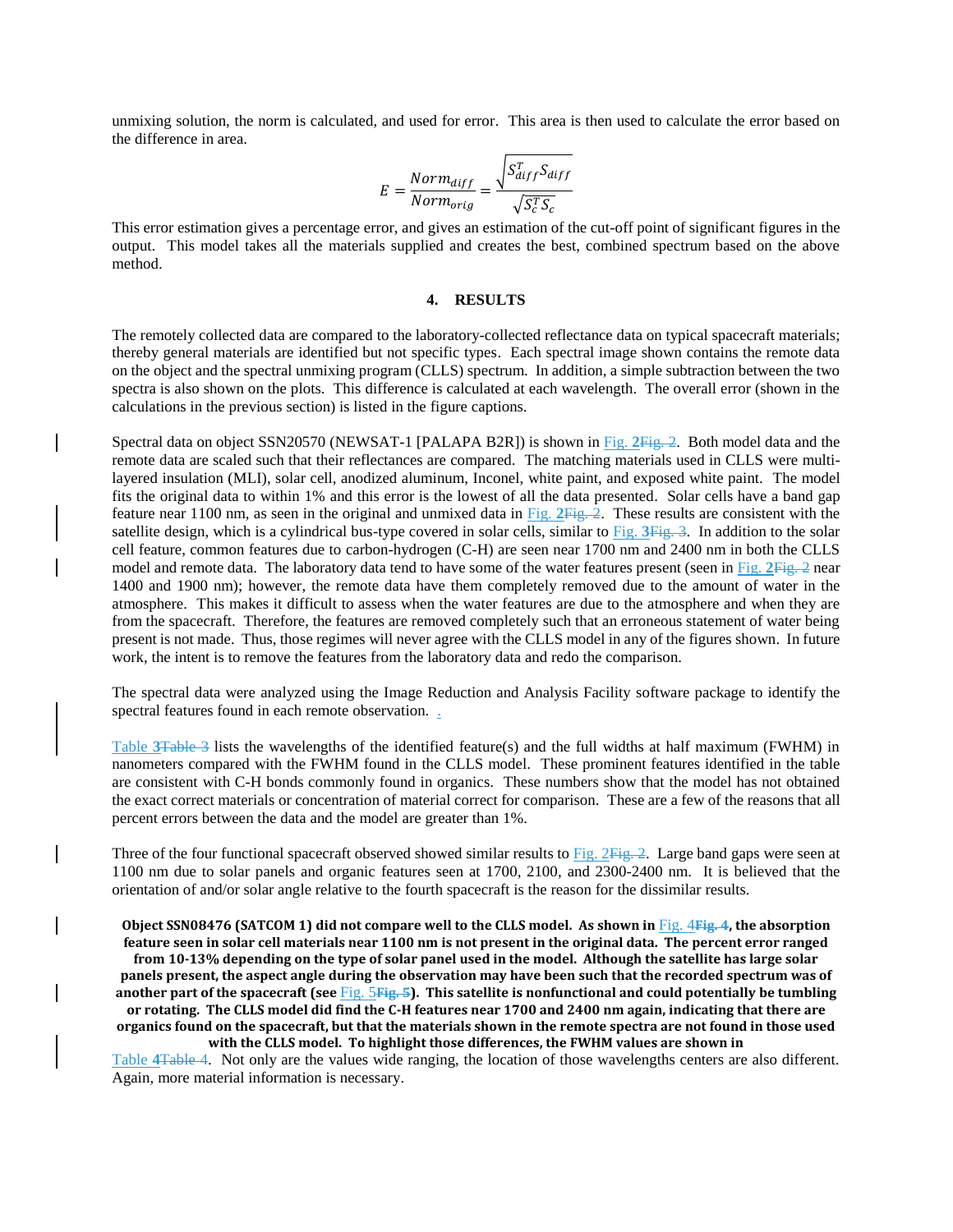unmixing solution, the norm is calculated, and used for error. This area is then used to calculate the error based on the difference in area.

$$E = \frac{Norm_{diff}}{Norm_{orig}} = \frac{\sqrt{S_{diff}^T S_{diff}}}{\sqrt{S_c^T S_c}}$$

This error estimation gives a percentage error, and gives an estimation of the cut-off point of significant figures in the output. This model takes all the materials supplied and creates the best, combined spectrum based on the above method.

## 4. RESULTS

The remotely collected data are compared to the laboratory-collected reflectance data on typical spacecraft materials; thereby general materials are identified but not specific types. Each spectral image shown contains the remote data on the object and the spectral unmixing program (CLLS) spectrum. In addition, a simple subtraction between the two spectra is also shown on the plots. This difference is calculated at each wavelength. The overall error (shown in the calculations in the previous section) is listed in the figure captions.

Spectral data on object SSN20570 (NEWSAT-1 [PALAPA B2R]) is shown in Fig. 2. Both model data and the remote data are scaled such that their reflectances are compared. The matching materials used in CLLS were multi-layered insulation (MLI), solar cell, anodized aluminum, Inconel, white paint, and exposed white paint. The model fits the original data to within 1% and this error is the lowest of all the data presented. Solar cells have a band gap feature near 1100 nm, as seen in the original and unmixed data in Fig. 2. These results are consistent with the satellite design, which is a cylindrical bus-type covered in solar cells, similar to Fig. 3. In addition to the solar cell feature, common features due to carbon-hydrogen (C-H) are seen near 1700 nm and 2400 nm in both the CLLS model and remote data. The laboratory data tend to have some of the water features present (seen in Fig. 2 near 1400 and 1900 nm); however, the remote data have them completely removed due to the amount of water in the atmosphere. This makes it difficult to assess when the water features are due to the atmosphere and when they are from the spacecraft. Therefore, the features are removed completely such that an erroneous statement of water being present is not made. Thus, those regimes will never agree with the CLLS model in any of the figures shown. In future work, the intent is to remove the features from the laboratory data and redo the comparison.

The spectral data were analyzed using the Image Reduction and Analysis Facility software package to identify the spectral features found in each remote observation.

Table 3 lists the wavelengths of the identified feature(s) and the full widths at half maximum (FWHM) in nanometers compared with the FWHM found in the CLLS model. These prominent features identified in the table are consistent with C-H bonds commonly found in organics. These numbers show that the model has not obtained the exact correct materials or concentration of material correct for comparison. These are a few of the reasons that all percent errors between the data and the model are greater than 1%.

Three of the four functional spacecraft observed showed similar results to Fig. 2. Large band gaps were seen at 1100 nm due to solar panels and organic features seen at 1700, 2100, and 2300-2400 nm. It is believed that the orientation of and/or solar angle relative to the fourth spacecraft is the reason for the dissimilar results.

**Object SSN08476 (SATCOM 1) did not compare well to the CLLS model. As shown in Fig. 4, the absorption feature seen in solar cell materials near 1100 nm is not present in the original data. The percent error ranged from 10-13% depending on the type of solar panel used in the model. Although the satellite has large solar panels present, the aspect angle during the observation may have been such that the recorded spectrum was of another part of the spacecraft (see Fig. 5). This satellite is nonfunctional and could potentially be tumbling or rotating. The CLLS model did find the C-H features near 1700 and 2400 nm again, indicating that there are organics found on the spacecraft, but that the materials shown in the remote spectra are not found in those used with the CLLS model. To highlight those differences, the FWHM values are shown in** Table 4. Not only are the values wide ranging, the location of those wavelengths centers are also different. Again, more material information is necessary.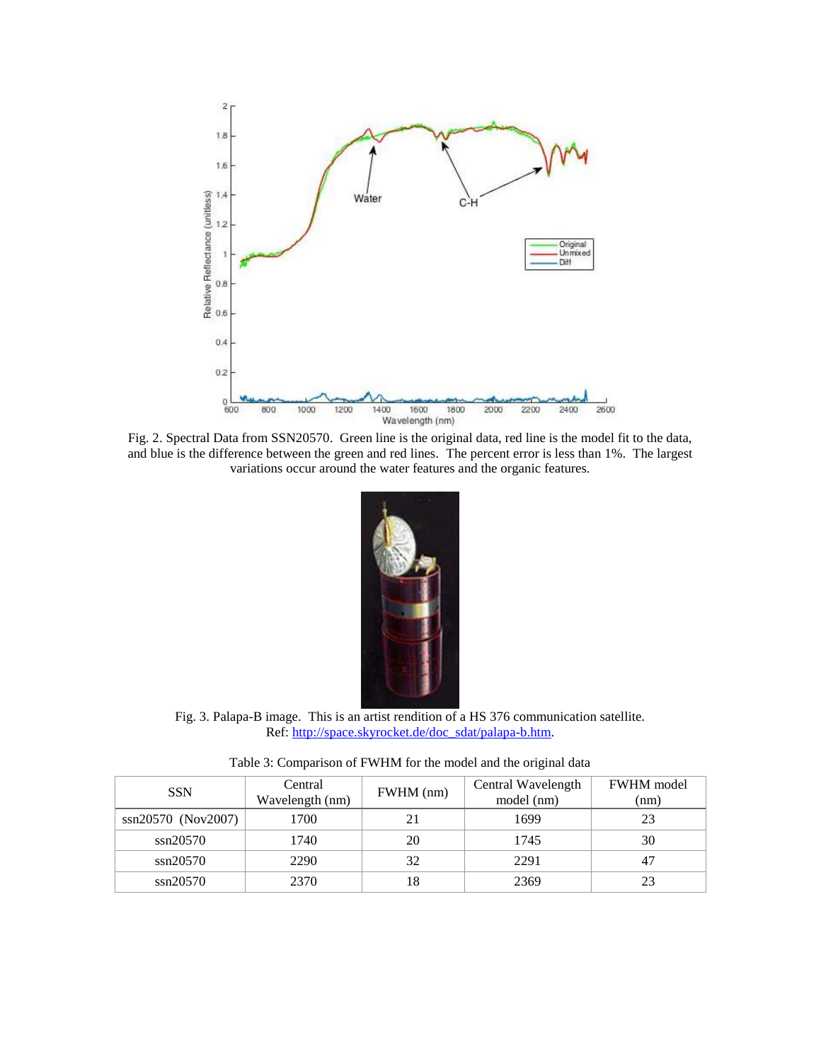Fig. 2. Spectral Data from SSN20570. Green line is the original data, red line is the model fit to the data, and blue is the difference between the green and red lines. The percent error is less than 1%. The largest variations occur around the water features and the organic features.

Fig. 3. Palapa-B image. This is an artist rendition of a HS 376 communication satellite. Ref: [http://space.skyrocket.de/doc_sdat/palapa-b.htm](http://space.skyrocket.de/doc_sdat/palapa-b.htm).

Table 3: Comparison of FWHM for the model and the original data

| SSN | Central Wavelength (nm) | FWHM (nm) | Central Wavelength model (nm) | FWHM model (nm) |
|---|---|---|---|---|
| ssn20570 (Nov2007) | 1700 | 21 | 1699 | 23 |
| ssn20570 | 1740 | 20 | 1745 | 30 |
| ssn20570 | 2290 | 32 | 2291 | 47 |
| ssn20570 | 2370 | 18 | 2369 | 23 |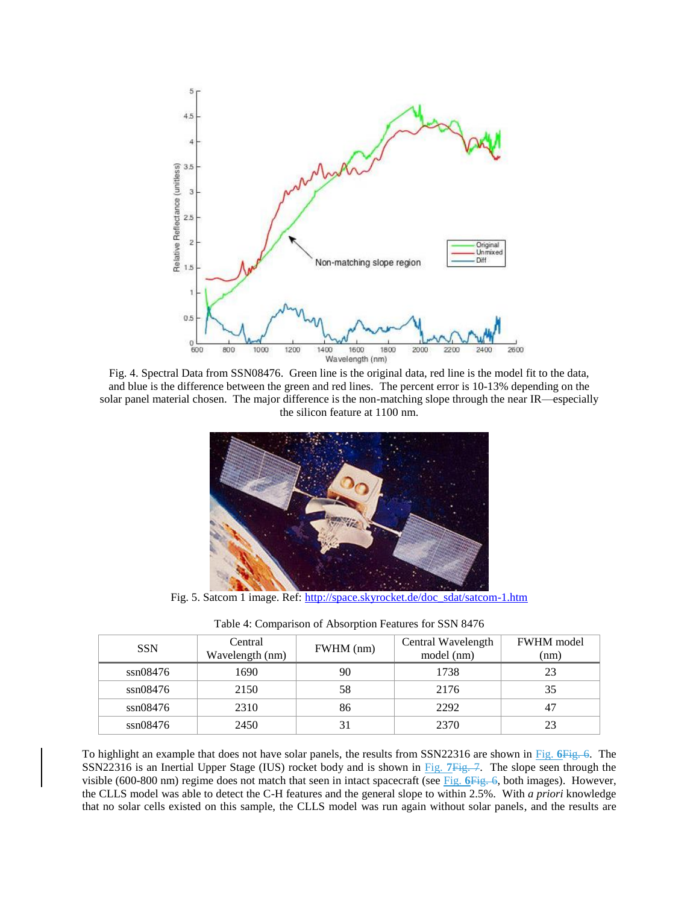Fig. 4. Spectral Data from SSN08476. Green line is the original data, red line is the model fit to the data, and blue is the difference between the green and red lines. The percent error is 10-13% depending on the solar panel material chosen. The major difference is the non-matching slope through the near IR—especially the silicon feature at 1100 nm.

Fig. 5. Satcom 1 image. Ref: http://space.skyrocket.de/doc_sdat/satcom-1.htm

Table 4: Comparison of Absorption Features for SSN 8476

| SSN | Central Wavelength (nm) | FWHM (nm) | Central Wavelength model (nm) | FWHM model (nm) |
|---|---|---|---|---|
| ssn08476 | 1690 | 90 | 1738 | 23 |
| ssn08476 | 2150 | 58 | 2176 | 35 |
| ssn08476 | 2310 | 86 | 2292 | 47 |
| ssn08476 | 2450 | 31 | 2370 | 23 |

To highlight an example that does not have solar panels, the results from SSN22316 are shown in Fig. 6. The SSN22316 is an Inertial Upper Stage (IUS) rocket body and is shown in Fig. 7. The slope seen through the visible (600-800 nm) regime does not match that seen in intact spacecraft (see Fig. 6, both images). However, the CLLS model was able to detect the C-H features and the general slope to within 2.5%. With *a priori* knowledge that no solar cells existed on this sample, the CLLS model was run again without solar panels, and the results are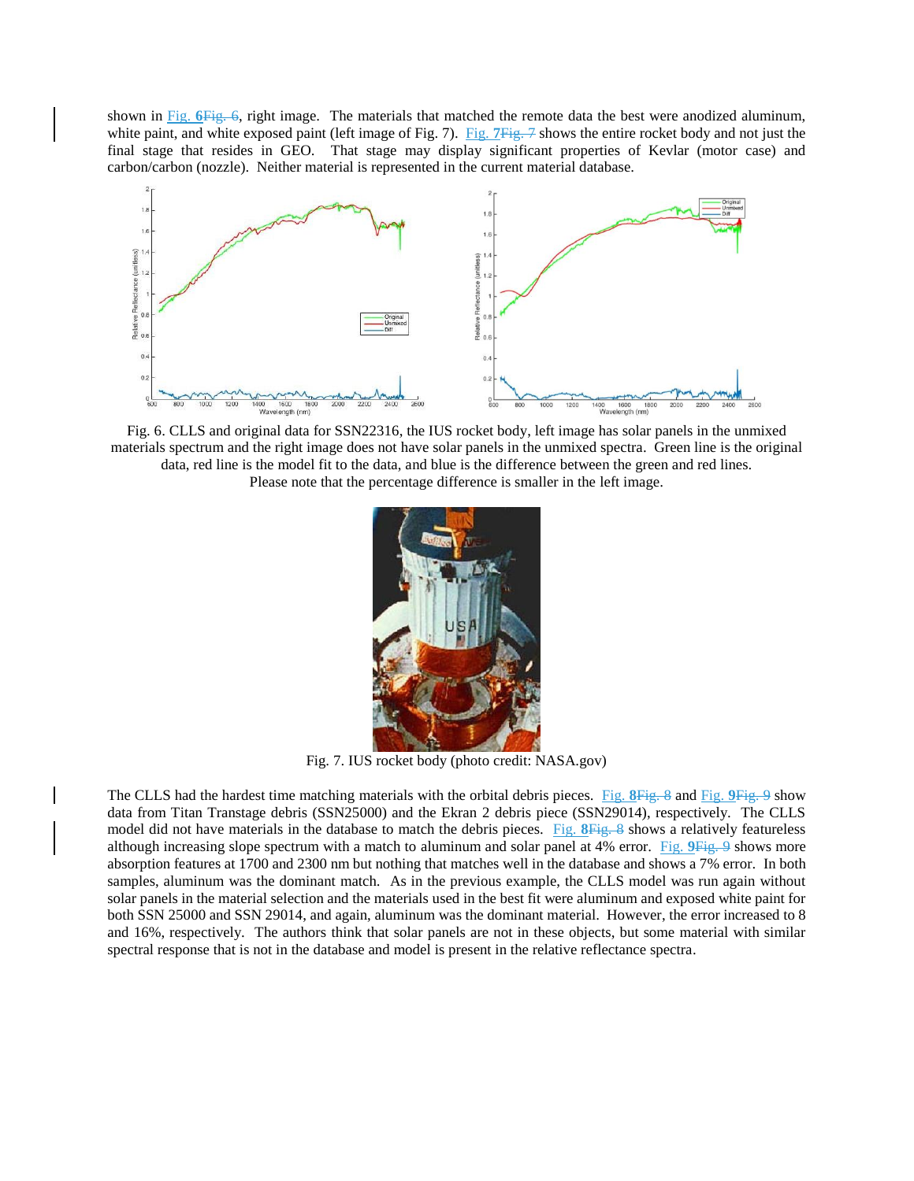shown in Fig. 6, right image. The materials that matched the remote data the best were anodized aluminum, white paint, and white exposed paint (left image of Fig. 7). Fig. 7 shows the entire rocket body and not just the final stage that resides in GEO. That stage may display significant properties of Kevlar (motor case) and carbon/carbon (nozzle). Neither material is represented in the current material database.

Fig. 6. CLLS and original data for SSN22316, the IUS rocket body, left image has solar panels in the unmixed materials spectrum and the right image does not have solar panels in the unmixed spectra. Green line is the original data, red line is the model fit to the data, and blue is the difference between the green and red lines. Please note that the percentage difference is smaller in the left image.

Fig. 7. IUS rocket body (photo credit: NASA.gov)

The CLLS had the hardest time matching materials with the orbital debris pieces. Fig. 8 and Fig. 9 show data from Titan Transtage debris (SSN25000) and the Ekran 2 debris piece (SSN29014), respectively. The CLLS model did not have materials in the database to match the debris pieces. Fig. 8 shows a relatively featureless although increasing slope spectrum with a match to aluminum and solar panel at 4% error. Fig. 9 shows more absorption features at 1700 and 2300 nm but nothing that matches well in the database and shows a 7% error. In both samples, aluminum was the dominant match. As in the previous example, the CLLS model was run again without solar panels in the material selection and the materials used in the best fit were aluminum and exposed white paint for both SSN 25000 and SSN 29014, and again, aluminum was the dominant material. However, the error increased to 8 and 16%, respectively. The authors think that solar panels are not in these objects, but some material with similar spectral response that is not in the database and model is present in the relative reflectance spectra.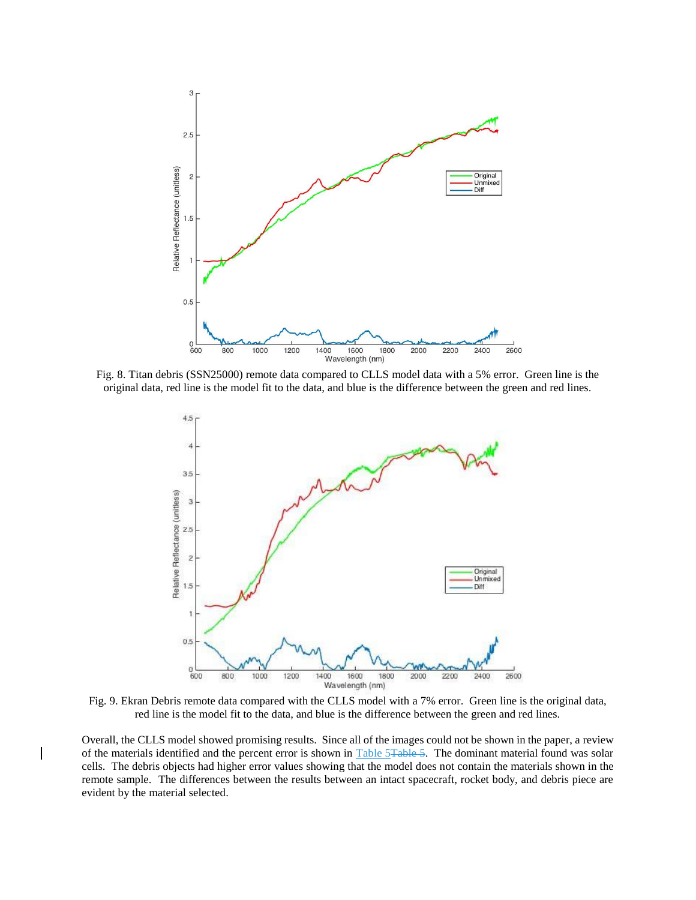Fig. 8. Titan debris (SSN25000) remote data compared to CLLS model data with a 5% error. Green line is the original data, red line is the model fit to the data, and blue is the difference between the green and red lines.

Fig. 9. Ekran Debris remote data compared with the CLLS model with a 7% error. Green line is the original data, red line is the model fit to the data, and blue is the difference between the green and red lines.

Overall, the CLLS model showed promising results. Since all of the images could not be shown in the paper, a review of the materials identified and the percent error is shown in Table 5Table 5. The dominant material found was solar cells. The debris objects had higher error values showing that the model does not contain the materials shown in the remote sample. The differences between the results between an intact spacecraft, rocket body, and debris piece are evident by the material selected.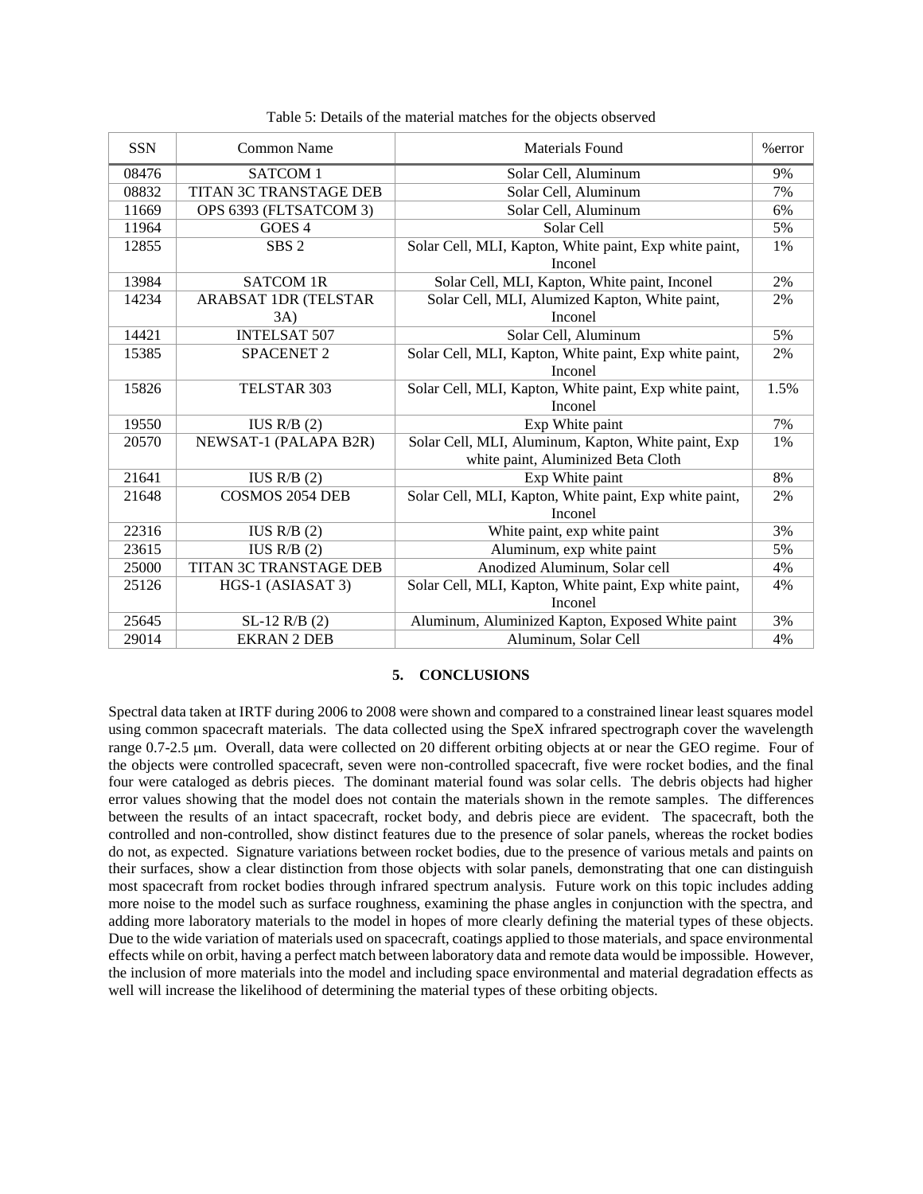Table 5: Details of the material matches for the objects observed

| SSN | Common Name | Materials Found | %error |
|---|---|---|---|
| 08476 | SATCOM 1 | Solar Cell, Aluminum | 9% |
| 08832 | TITAN 3C TRANSTAGE DEB | Solar Cell, Aluminum | 7% |
| 11669 | OPS 6393 (FLTSATCOM 3) | Solar Cell, Aluminum | 6% |
| 11964 | GOES 4 | Solar Cell | 5% |
| 12855 | SBS 2 | Solar Cell, MLI, Kapton, White paint, Exp white paint, Inconel | 1% |
| 13984 | SATCOM 1R | Solar Cell, MLI, Kapton, White paint, Inconel | 2% |
| 14234 | ARABSAT 1DR (TELSTAR 3A) | Solar Cell, MLI, Alumized Kapton, White paint, Inconel | 2% |
| 14421 | INTELSAT 507 | Solar Cell, Aluminum | 5% |
| 15385 | SPACENET 2 | Solar Cell, MLI, Kapton, White paint, Exp white paint, Inconel | 2% |
| 15826 | TELSTAR 303 | Solar Cell, MLI, Kapton, White paint, Exp white paint, Inconel | 1.5% |
| 19550 | IUS R/B (2) | Exp White paint | 7% |
| 20570 | NEWSAT-1 (PALAPA B2R) | Solar Cell, MLI, Aluminum, Kapton, White paint, Exp white paint, Aluminized Beta Cloth | 1% |
| 21641 | IUS R/B (2) | Exp White paint | 8% |
| 21648 | COSMOS 2054 DEB | Solar Cell, MLI, Kapton, White paint, Exp white paint, Inconel | 2% |
| 22316 | IUS R/B (2) | White paint, exp white paint | 3% |
| 23615 | IUS R/B (2) | Aluminum, exp white paint | 5% |
| 25000 | TITAN 3C TRANSTAGE DEB | Anodized Aluminum, Solar cell | 4% |
| 25126 | HGS-1 (ASIASAT 3) | Solar Cell, MLI, Kapton, White paint, Exp white paint, Inconel | 4% |
| 25645 | SL-12 R/B (2) | Aluminum, Aluminized Kapton, Exposed White paint | 3% |
| 29014 | EKRAN 2 DEB | Aluminum, Solar Cell | 4% |

## 5. CONCLUSIONS

Spectral data taken at IRTF during 2006 to 2008 were shown and compared to a constrained linear least squares model using common spacecraft materials. The data collected using the SpeX infrared spectrograph cover the wavelength range 0.7-2.5 μm. Overall, data were collected on 20 different orbiting objects at or near the GEO regime. Four of the objects were controlled spacecraft, seven were non-controlled spacecraft, five were rocket bodies, and the final four were cataloged as debris pieces. The dominant material found was solar cells. The debris objects had higher error values showing that the model does not contain the materials shown in the remote samples. The differences between the results of an intact spacecraft, rocket body, and debris piece are evident. The spacecraft, both the controlled and non-controlled, show distinct features due to the presence of solar panels, whereas the rocket bodies do not, as expected. Signature variations between rocket bodies, due to the presence of various metals and paints on their surfaces, show a clear distinction from those objects with solar panels, demonstrating that one can distinguish most spacecraft from rocket bodies through infrared spectrum analysis. Future work on this topic includes adding more noise to the model such as surface roughness, examining the phase angles in conjunction with the spectra, and adding more laboratory materials to the model in hopes of more clearly defining the material types of these objects. Due to the wide variation of materials used on spacecraft, coatings applied to those materials, and space environmental effects while on orbit, having a perfect match between laboratory data and remote data would be impossible. However, the inclusion of more materials into the model and including space environmental and material degradation effects as well will increase the likelihood of determining the material types of these orbiting objects.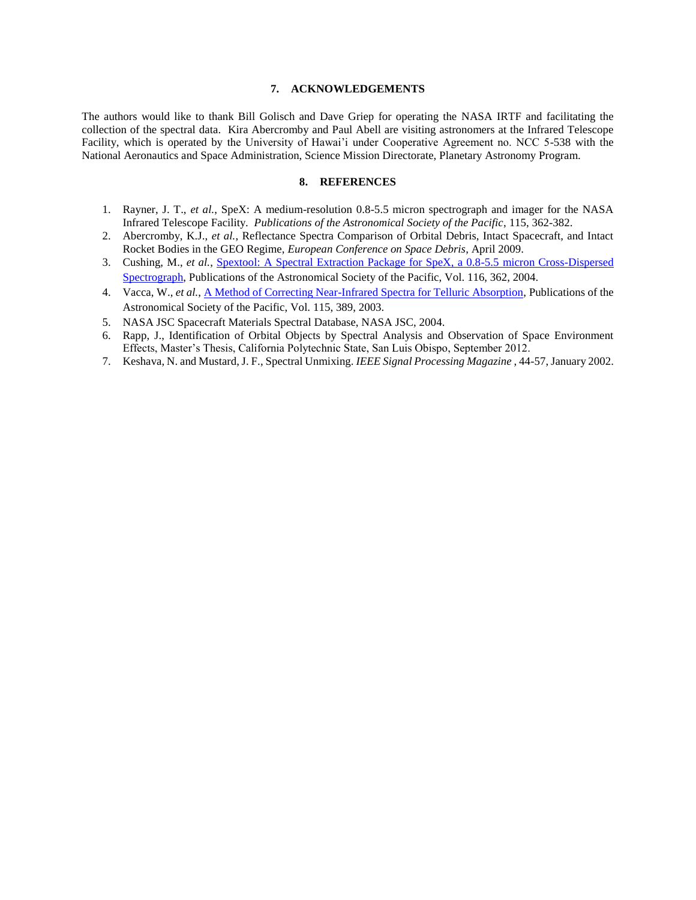## 7. ACKNOWLEDGEMENTS

The authors would like to thank Bill Golisch and Dave Griep for operating the NASA IRTF and facilitating the collection of the spectral data. Kira Abercromby and Paul Abell are visiting astronomers at the Infrared Telescope Facility, which is operated by the University of Hawai'i under Cooperative Agreement no. NCC 5-538 with the National Aeronautics and Space Administration, Science Mission Directorate, Planetary Astronomy Program.

## 8. REFERENCES

1. Rayner, J. T., *et al.*, SpeX: A medium-resolution 0.8-5.5 micron spectrograph and imager for the NASA Infrared Telescope Facility. *Publications of the Astronomical Society of the Pacific*, 115, 362-382.
2. Abercromby, K.J., *et al.*, Reflectance Spectra Comparison of Orbital Debris, Intact Spacecraft, and Intact Rocket Bodies in the GEO Regime, *European Conference on Space Debris*, April 2009.
3. Cushing, M., *et al.*, Spextool: A Spectral Extraction Package for SpeX, a 0.8-5.5 micron Cross-Dispersed Spectrograph, Publications of the Astronomical Society of the Pacific, Vol. 116, 362, 2004.
4. Vacca, W., *et al.*, A Method of Correcting Near-Infrared Spectra for Telluric Absorption, Publications of the Astronomical Society of the Pacific, Vol. 115, 389, 2003.
5. NASA JSC Spacecraft Materials Spectral Database, NASA JSC, 2004.
6. Rapp, J., Identification of Orbital Objects by Spectral Analysis and Observation of Space Environment Effects, Master's Thesis, California Polytechnic State, San Luis Obispo, September 2012.
7. Keshava, N. and Mustard, J. F., Spectral Unmixing. *IEEE Signal Processing Magazine* , 44-57, January 2002.